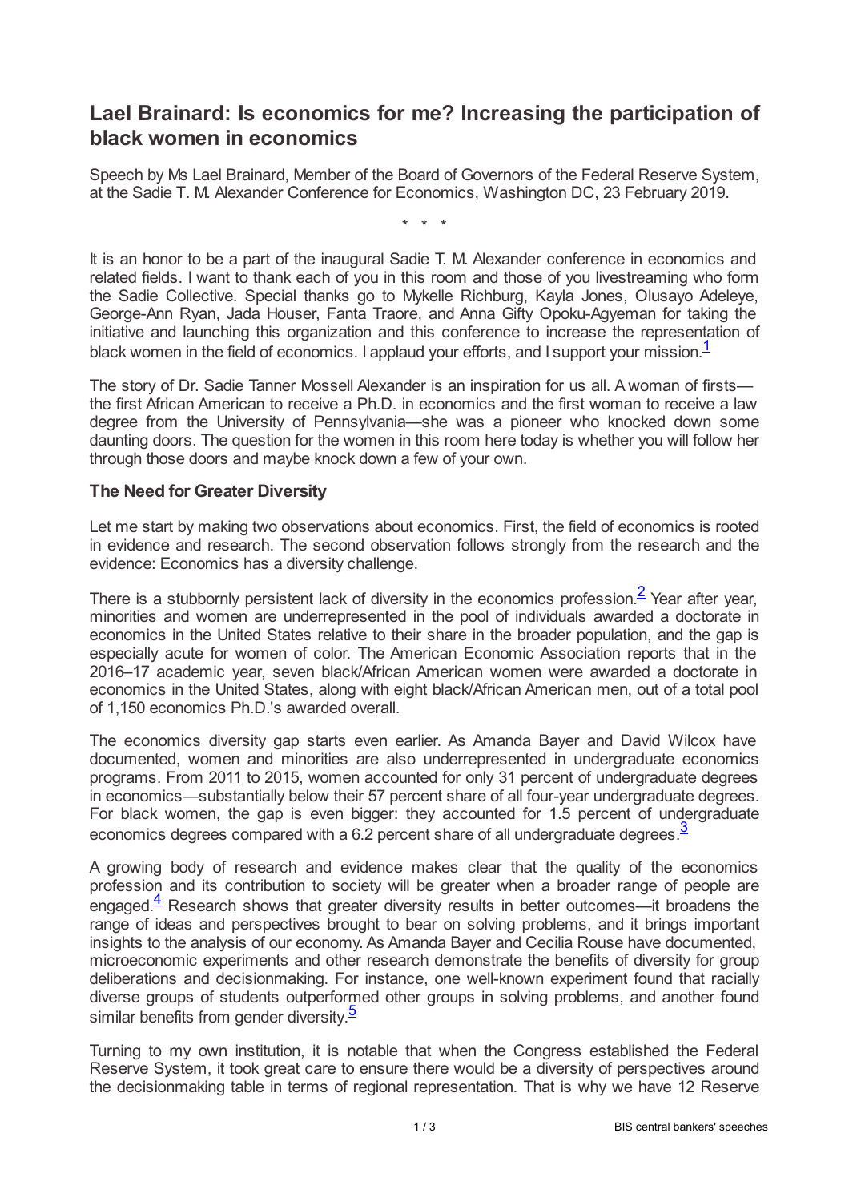# Lael Brainard: Is economics for me? Increasing the participation of black women in economics

Speech by Ms Lael Brainard, Member of the Board of Governors of the Federal Reserve System, at the Sadie T. M. Alexander Conference for Economics, Washington DC, 23 February 2019.

\* \* \*

It is an honor to be a part of the inaugural Sadie T. M. Alexander conference in economics and related fields. I want to thank each of you in this room and those of you livestreaming who form the Sadie Collective. Special thanks go to Mykelle Richburg, Kayla Jones, Olusayo Adeleye, George-Ann Ryan, Jada Houser, Fanta Traore, and Anna Gifty Opoku-Agyeman for taking the initiative and launching this organization and this conference to increase the representation of black women in the field of economics. I applaud your efforts, and I support your mission.[1]

The story of Dr. Sadie Tanner Mossell Alexander is an inspiration for us all. A woman of firsts—the first African American to receive a Ph.D. in economics and the first woman to receive a law degree from the University of Pennsylvania—she was a pioneer who knocked down some daunting doors. The question for the women in this room here today is whether you will follow her through those doors and maybe knock down a few of your own.

### The Need for Greater Diversity

Let me start by making two observations about economics. First, the field of economics is rooted in evidence and research. The second observation follows strongly from the research and the evidence: Economics has a diversity challenge.

There is a stubbornly persistent lack of diversity in the economics profession.[2] Year after year, minorities and women are underrepresented in the pool of individuals awarded a doctorate in economics in the United States relative to their share in the broader population, and the gap is especially acute for women of color. The American Economic Association reports that in the 2016–17 academic year, seven black/African American women were awarded a doctorate in economics in the United States, along with eight black/African American men, out of a total pool of 1,150 economics Ph.D.'s awarded overall.

The economics diversity gap starts even earlier. As Amanda Bayer and David Wilcox have documented, women and minorities are also underrepresented in undergraduate economics programs. From 2011 to 2015, women accounted for only 31 percent of undergraduate degrees in economics—substantially below their 57 percent share of all four-year undergraduate degrees. For black women, the gap is even bigger: they accounted for 1.5 percent of undergraduate economics degrees compared with a 6.2 percent share of all undergraduate degrees.[3]

A growing body of research and evidence makes clear that the quality of the economics profession and its contribution to society will be greater when a broader range of people are engaged.[4] Research shows that greater diversity results in better outcomes—it broadens the range of ideas and perspectives brought to bear on solving problems, and it brings important insights to the analysis of our economy. As Amanda Bayer and Cecilia Rouse have documented, microeconomic experiments and other research demonstrate the benefits of diversity for group deliberations and decisionmaking. For instance, one well-known experiment found that racially diverse groups of students outperformed other groups in solving problems, and another found similar benefits from gender diversity.[5]

Turning to my own institution, it is notable that when the Congress established the Federal Reserve System, it took great care to ensure there would be a diversity of perspectives around the decisionmaking table in terms of regional representation. That is why we have 12 Reserve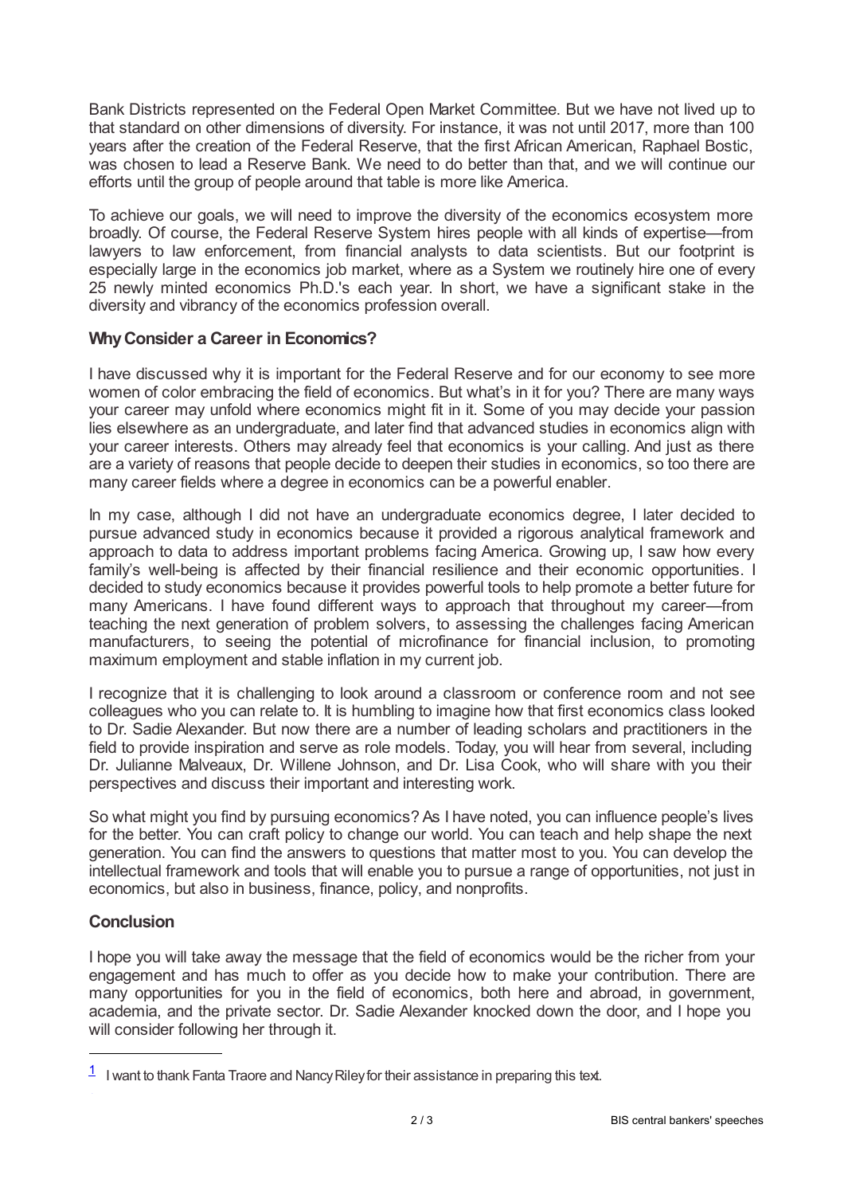Bank Districts represented on the Federal Open Market Committee. But we have not lived up to that standard on other dimensions of diversity. For instance, it was not until 2017, more than 100 years after the creation of the Federal Reserve, that the first African American, Raphael Bostic, was chosen to lead a Reserve Bank. We need to do better than that, and we will continue our efforts until the group of people around that table is more like America.

To achieve our goals, we will need to improve the diversity of the economics ecosystem more broadly. Of course, the Federal Reserve System hires people with all kinds of expertise—from lawyers to law enforcement, from financial analysts to data scientists. But our footprint is especially large in the economics job market, where as a System we routinely hire one of every 25 newly minted economics Ph.D.'s each year. In short, we have a significant stake in the diversity and vibrancy of the economics profession overall.

### Why Consider a Career in Economics?

I have discussed why it is important for the Federal Reserve and for our economy to see more women of color embracing the field of economics. But what's in it for you? There are many ways your career may unfold where economics might fit in it. Some of you may decide your passion lies elsewhere as an undergraduate, and later find that advanced studies in economics align with your career interests. Others may already feel that economics is your calling. And just as there are a variety of reasons that people decide to deepen their studies in economics, so too there are many career fields where a degree in economics can be a powerful enabler.

In my case, although I did not have an undergraduate economics degree, I later decided to pursue advanced study in economics because it provided a rigorous analytical framework and approach to data to address important problems facing America. Growing up, I saw how every family's well-being is affected by their financial resilience and their economic opportunities. I decided to study economics because it provides powerful tools to help promote a better future for many Americans. I have found different ways to approach that throughout my career—from teaching the next generation of problem solvers, to assessing the challenges facing American manufacturers, to seeing the potential of microfinance for financial inclusion, to promoting maximum employment and stable inflation in my current job.

I recognize that it is challenging to look around a classroom or conference room and not see colleagues who you can relate to. It is humbling to imagine how that first economics class looked to Dr. Sadie Alexander. But now there are a number of leading scholars and practitioners in the field to provide inspiration and serve as role models. Today, you will hear from several, including Dr. Julianne Malveaux, Dr. Willene Johnson, and Dr. Lisa Cook, who will share with you their perspectives and discuss their important and interesting work.

So what might you find by pursuing economics? As I have noted, you can influence people's lives for the better. You can craft policy to change our world. You can teach and help shape the next generation. You can find the answers to questions that matter most to you. You can develop the intellectual framework and tools that will enable you to pursue a range of opportunities, not just in economics, but also in business, finance, policy, and nonprofits.

### Conclusion

I hope you will take away the message that the field of economics would be the richer from your engagement and has much to offer as you decide how to make your contribution. There are many opportunities for you in the field of economics, both here and abroad, in government, academia, and the private sector. Dr. Sadie Alexander knocked down the door, and I hope you will consider following her through it.

---

[1] I want to thank Fanta Traore and Nancy Riley for their assistance in preparing this text.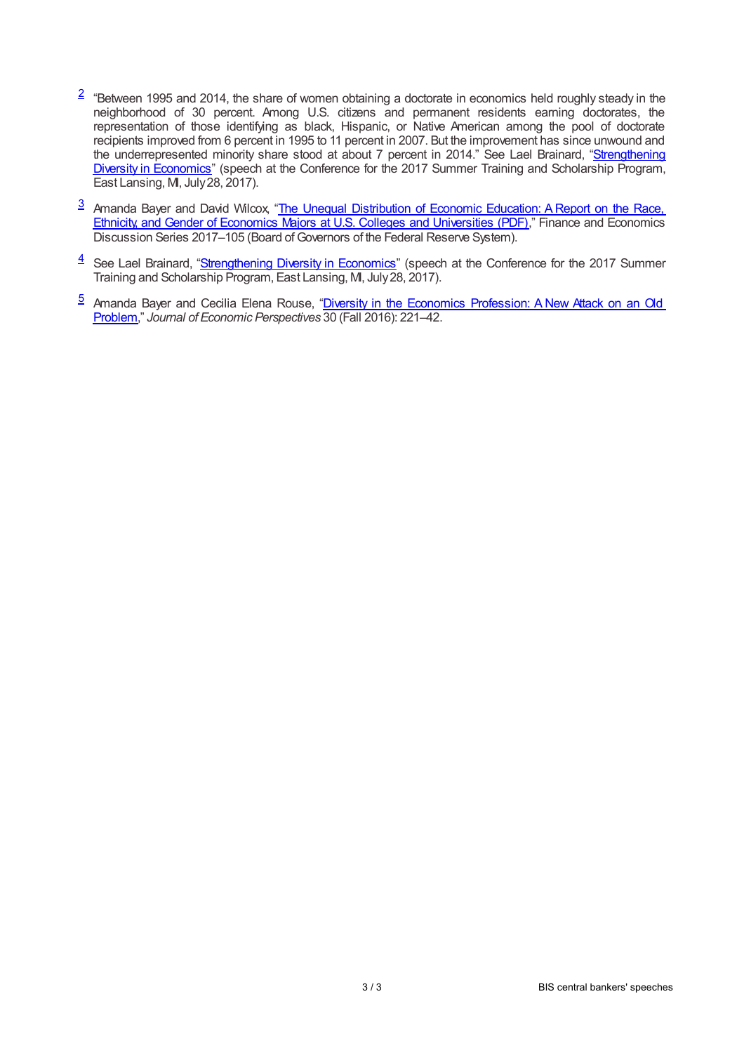[2] "Between 1995 and 2014, the share of women obtaining a doctorate in economics held roughly steady in the neighborhood of 30 percent. Among U.S. citizens and permanent residents earning doctorates, the representation of those identifying as black, Hispanic, or Native American among the pool of doctorate recipients improved from 6 percent in 1995 to 11 percent in 2007. But the improvement has since unwound and the underrepresented minority share stood at about 7 percent in 2014." See Lael Brainard, "Strengthening Diversity in Economics" (speech at the Conference for the 2017 Summer Training and Scholarship Program, East Lansing, MI, July 28, 2017).

[3] Amanda Bayer and David Wilcox, "The Unequal Distribution of Economic Education: A Report on the Race, Ethnicity, and Gender of Economics Majors at U.S. Colleges and Universities (PDF)," Finance and Economics Discussion Series 2017–105 (Board of Governors of the Federal Reserve System).

[4] See Lael Brainard, "Strengthening Diversity in Economics" (speech at the Conference for the 2017 Summer Training and Scholarship Program, East Lansing, MI, July 28, 2017).

[5] Amanda Bayer and Cecilia Elena Rouse, "Diversity in the Economics Profession: A New Attack on an Old Problem," *Journal of Economic Perspectives* 30 (Fall 2016): 221–42.